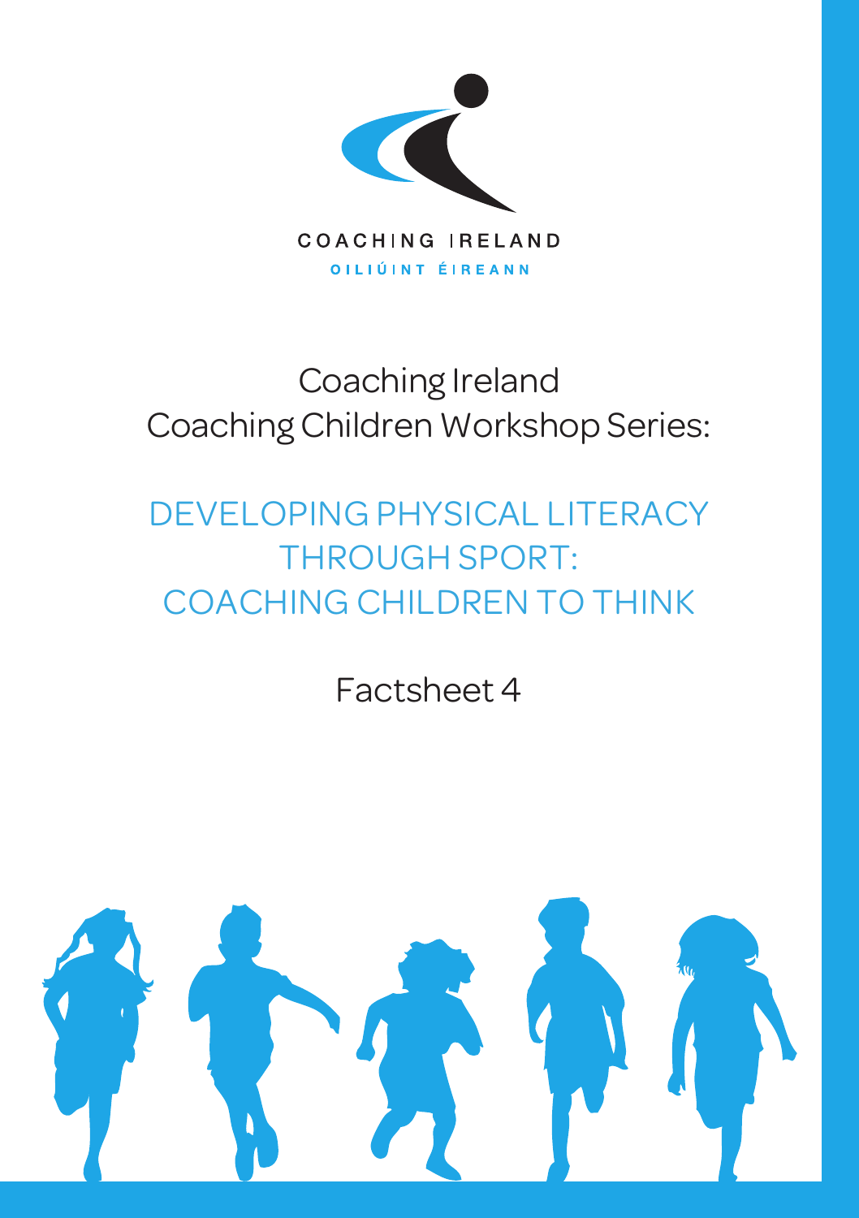COACHING IRELAND

OILIÚINT ÉIREANN

Coaching Ireland
Coaching Children Workshop Series:

# DEVELOPING PHYSICAL LITERACY THROUGH SPORT: COACHING CHILDREN TO THINK

Factsheet 4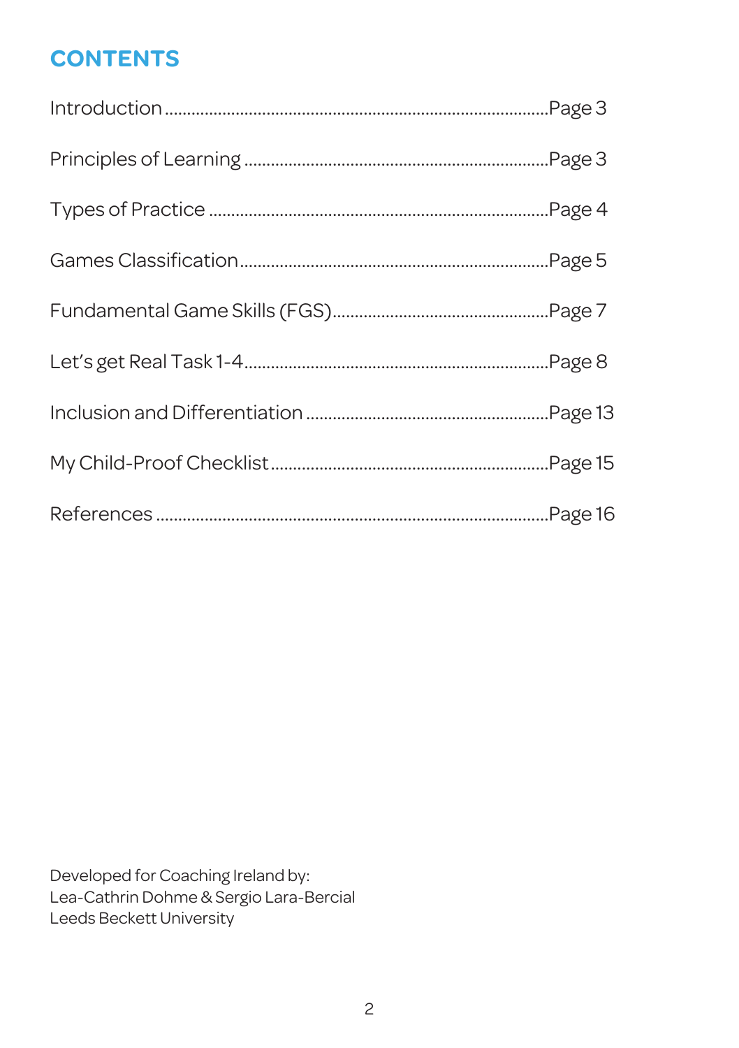# CONTENTS

Introduction ........................................................................................Page 3

Principles of Learning ......................................................................Page 3

Types of Practice ..............................................................................Page 4

Games Classification.......................................................................Page 5

Fundamental Game Skills (FGS)....................................................Page 7

Let's get Real Task 1-4......................................................................Page 8

Inclusion and Differentiation .........................................................Page 13

My Child-Proof Checklist.................................................................Page 15

References .........................................................................................Page 16

Developed for Coaching Ireland by:
Lea-Cathrin Dohme & Sergio Lara-Bercial
Leeds Beckett University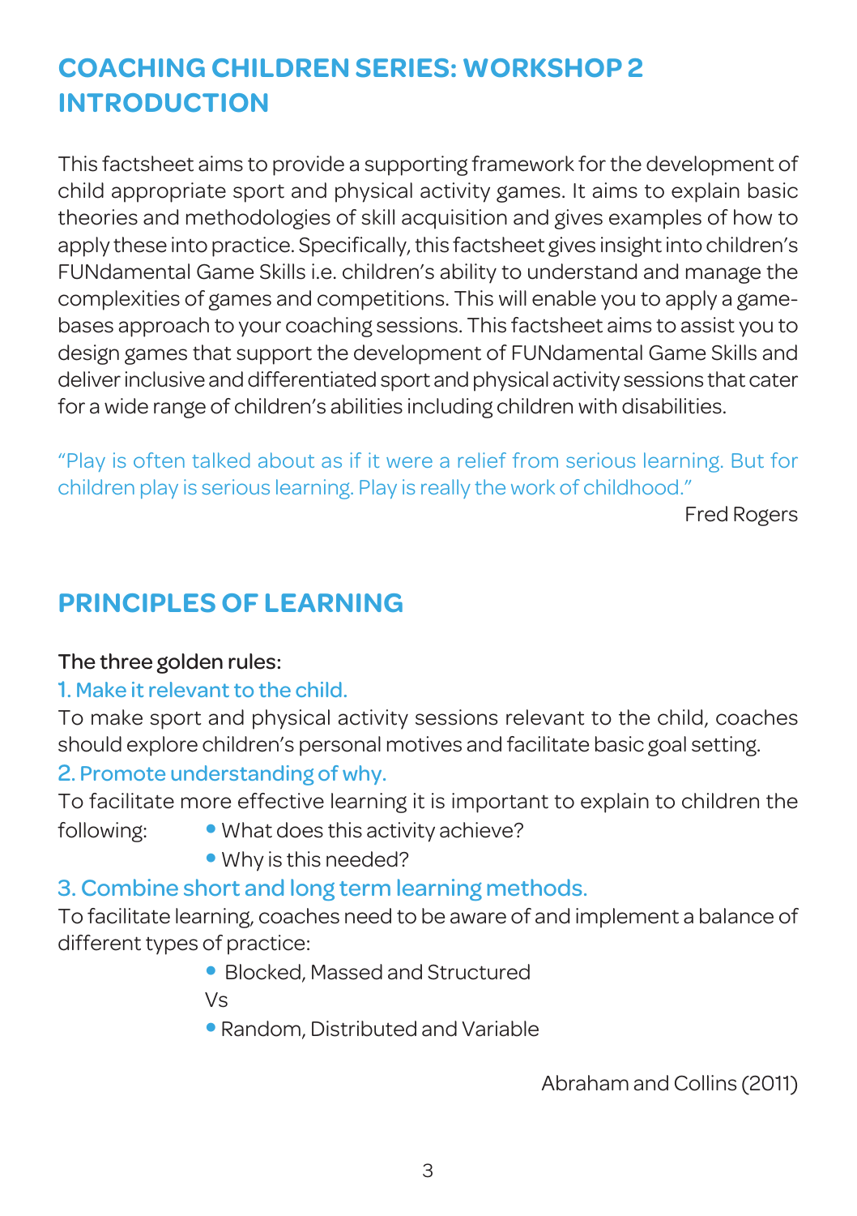## COACHING CHILDREN SERIES: WORKSHOP 2 INTRODUCTION

This factsheet aims to provide a supporting framework for the development of child appropriate sport and physical activity games. It aims to explain basic theories and methodologies of skill acquisition and gives examples of how to apply these into practice. Specifically, this factsheet gives insight into children's FUNdamental Game Skills i.e. children's ability to understand and manage the complexities of games and competitions. This will enable you to apply a game-bases approach to your coaching sessions. This factsheet aims to assist you to design games that support the development of FUNdamental Game Skills and deliver inclusive and differentiated sport and physical activity sessions that cater for a wide range of children's abilities including children with disabilities.

"Play is often talked about as if it were a relief from serious learning. But for children play is serious learning. Play is really the work of childhood."

Fred Rogers

## PRINCIPLES OF LEARNING

The three golden rules:

**1. Make it relevant to the child.**

To make sport and physical activity sessions relevant to the child, coaches should explore children's personal motives and facilitate basic goal setting.

**2. Promote understanding of why.**

To facilitate more effective learning it is important to explain to children the following:

- What does this activity achieve?
- Why is this needed?

**3. Combine short and long term learning methods.**

To facilitate learning, coaches need to be aware of and implement a balance of different types of practice:

- Blocked, Massed and Structured

Vs

- Random, Distributed and Variable

Abraham and Collins (2011)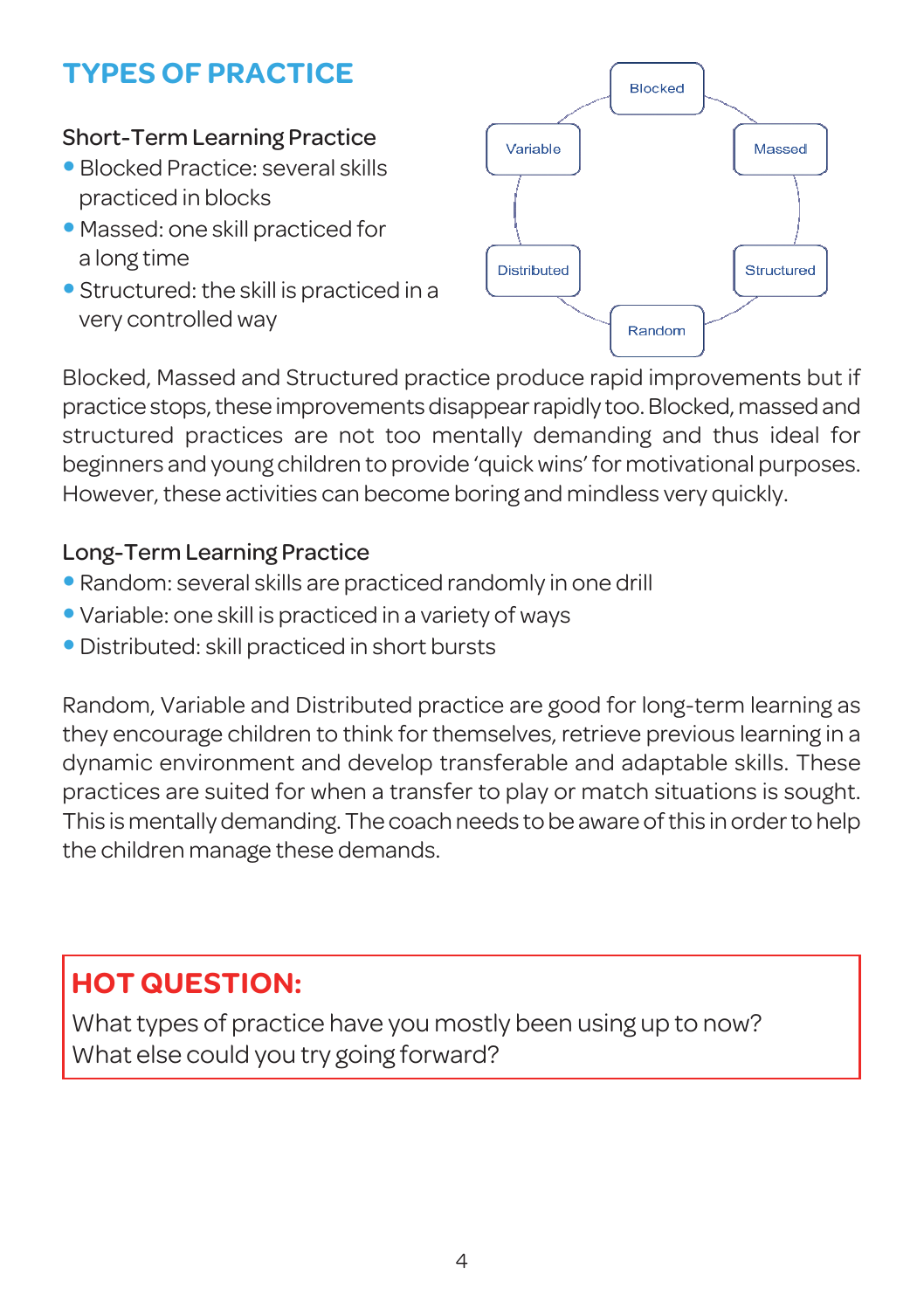# TYPES OF PRACTICE

Blocked, Massed, Structured, Random, Distributed, Variable

### Short-Term Learning Practice

- Blocked Practice: several skills practiced in blocks
- Massed: one skill practiced for a long time
- Structured: the skill is practiced in a very controlled way

Blocked, Massed and Structured practice produce rapid improvements but if practice stops, these improvements disappear rapidly too. Blocked, massed and structured practices are not too mentally demanding and thus ideal for beginners and young children to provide 'quick wins' for motivational purposes. However, these activities can become boring and mindless very quickly.

### Long-Term Learning Practice

- Random: several skills are practiced randomly in one drill
- Variable: one skill is practiced in a variety of ways
- Distributed: skill practiced in short bursts

Random, Variable and Distributed practice are good for long-term learning as they encourage children to think for themselves, retrieve previous learning in a dynamic environment and develop transferable and adaptable skills. These practices are suited for when a transfer to play or match situations is sought. This is mentally demanding. The coach needs to be aware of this in order to help the children manage these demands.

**HOT QUESTION:**

What types of practice have you mostly been using up to now? What else could you try going forward?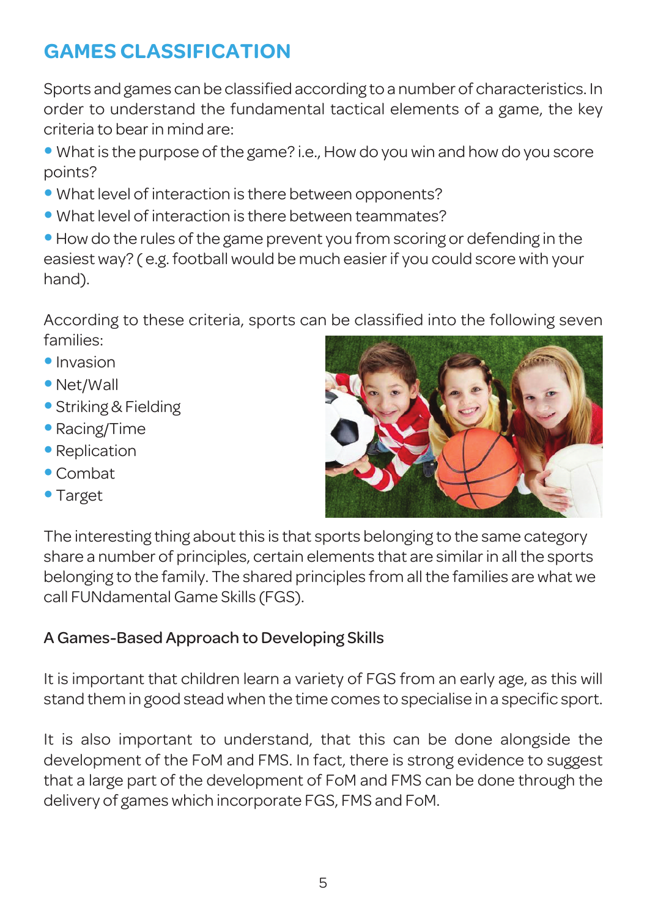# GAMES CLASSIFICATION

Sports and games can be classified according to a number of characteristics. In order to understand the fundamental tactical elements of a game, the key criteria to bear in mind are:

- What is the purpose of the game? i.e., How do you win and how do you score points?
- What level of interaction is there between opponents?
- What level of interaction is there between teammates?
- How do the rules of the game prevent you from scoring or defending in the easiest way? ( e.g. football would be much easier if you could score with your hand).

According to these criteria, sports can be classified into the following seven families:

- Invasion
- Net/Wall
- Striking & Fielding
- Racing/Time
- Replication
- Combat
- Target

The interesting thing about this is that sports belonging to the same category share a number of principles, certain elements that are similar in all the sports belonging to the family. The shared principles from all the families are what we call FUNdamental Game Skills (FGS).

### A Games-Based Approach to Developing Skills

It is important that children learn a variety of FGS from an early age, as this will stand them in good stead when the time comes to specialise in a specific sport.

It is also important to understand, that this can be done alongside the development of the FoM and FMS. In fact, there is strong evidence to suggest that a large part of the development of FoM and FMS can be done through the delivery of games which incorporate FGS, FMS and FoM.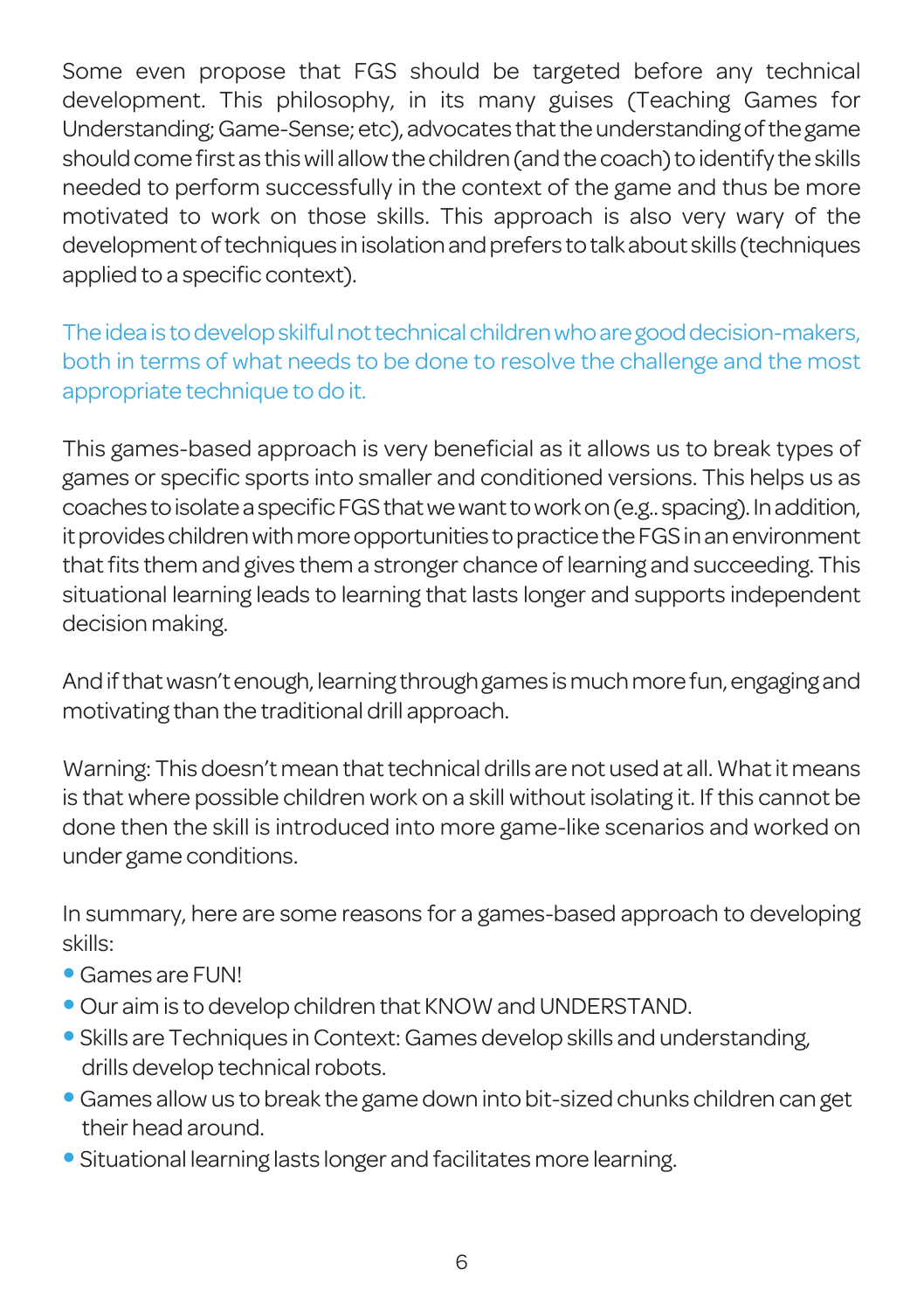Some even propose that FGS should be targeted before any technical development. This philosophy, in its many guises (Teaching Games for Understanding; Game-Sense; etc), advocates that the understanding of the game should come first as this will allow the children (and the coach) to identify the skills needed to perform successfully in the context of the game and thus be more motivated to work on those skills. This approach is also very wary of the development of techniques in isolation and prefers to talk about skills (techniques applied to a specific context).

The idea is to develop skilful not technical children who are good decision-makers, both in terms of what needs to be done to resolve the challenge and the most appropriate technique to do it.

This games-based approach is very beneficial as it allows us to break types of games or specific sports into smaller and conditioned versions. This helps us as coaches to isolate a specific FGS that we want to work on (e.g.. spacing). In addition, it provides children with more opportunities to practice the FGS in an environment that fits them and gives them a stronger chance of learning and succeeding. This situational learning leads to learning that lasts longer and supports independent decision making.

And if that wasn't enough, learning through games is much more fun, engaging and motivating than the traditional drill approach.

Warning: This doesn't mean that technical drills are not used at all. What it means is that where possible children work on a skill without isolating it. If this cannot be done then the skill is introduced into more game-like scenarios and worked on under game conditions.

In summary, here are some reasons for a games-based approach to developing skills:

- Games are FUN!
- Our aim is to develop children that KNOW and UNDERSTAND.
- Skills are Techniques in Context: Games develop skills and understanding, drills develop technical robots.
- Games allow us to break the game down into bit-sized chunks children can get their head around.
- Situational learning lasts longer and facilitates more learning.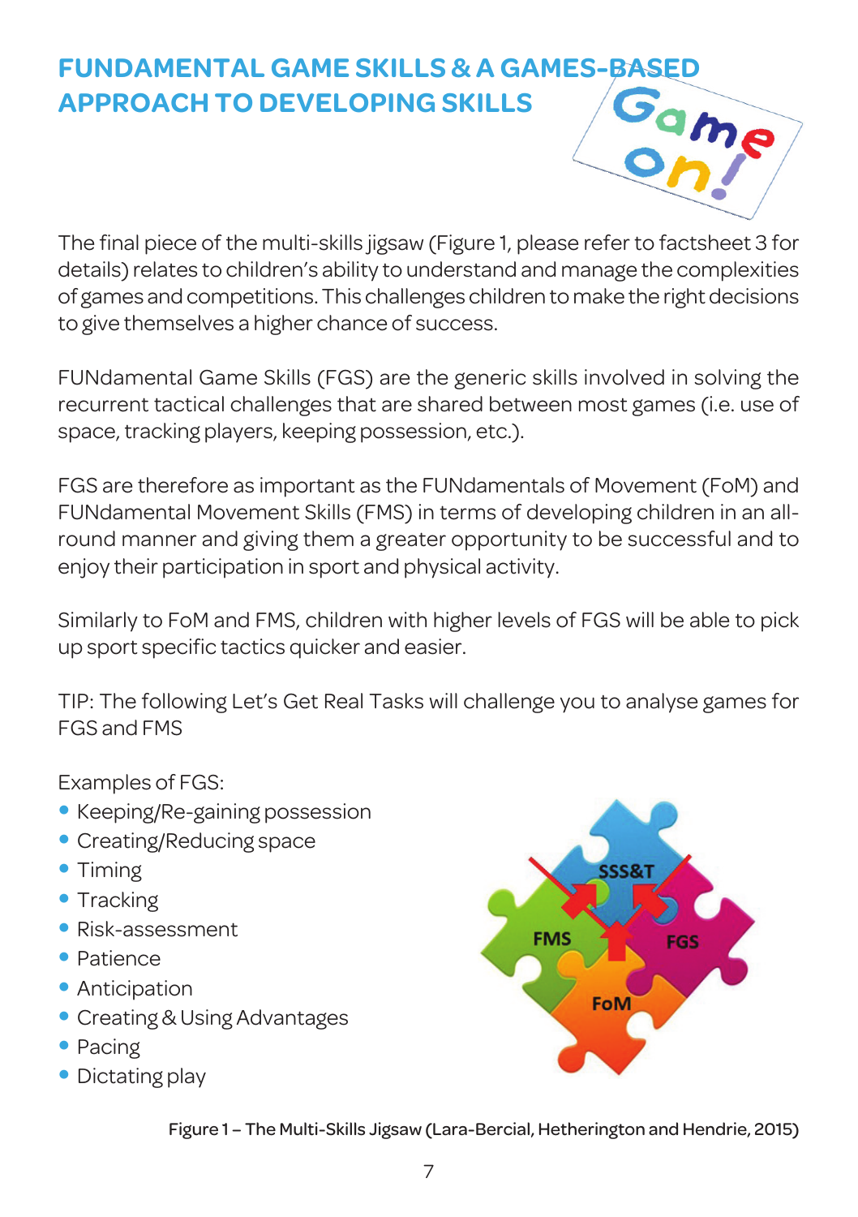# FUNDAMENTAL GAME SKILLS & A GAMES-BASED APPROACH TO DEVELOPING SKILLS

The final piece of the multi-skills jigsaw (Figure 1, please refer to factsheet 3 for details) relates to children's ability to understand and manage the complexities of games and competitions. This challenges children to make the right decisions to give themselves a higher chance of success.

FUNdamental Game Skills (FGS) are the generic skills involved in solving the recurrent tactical challenges that are shared between most games (i.e. use of space, tracking players, keeping possession, etc.).

FGS are therefore as important as the FUNdamentals of Movement (FoM) and FUNdamental Movement Skills (FMS) in terms of developing children in an all-round manner and giving them a greater opportunity to be successful and to enjoy their participation in sport and physical activity.

Similarly to FoM and FMS, children with higher levels of FGS will be able to pick up sport specific tactics quicker and easier.

TIP: The following Let's Get Real Tasks will challenge you to analyse games for FGS and FMS

Examples of FGS:

- Keeping/Re-gaining possession
- Creating/Reducing space
- Timing
- Tracking
- Risk-assessment
- Patience
- Anticipation
- Creating & Using Advantages
- Pacing
- Dictating play

Figure 1 – The Multi-Skills Jigsaw (Lara-Bercial, Hetherington and Hendrie, 2015)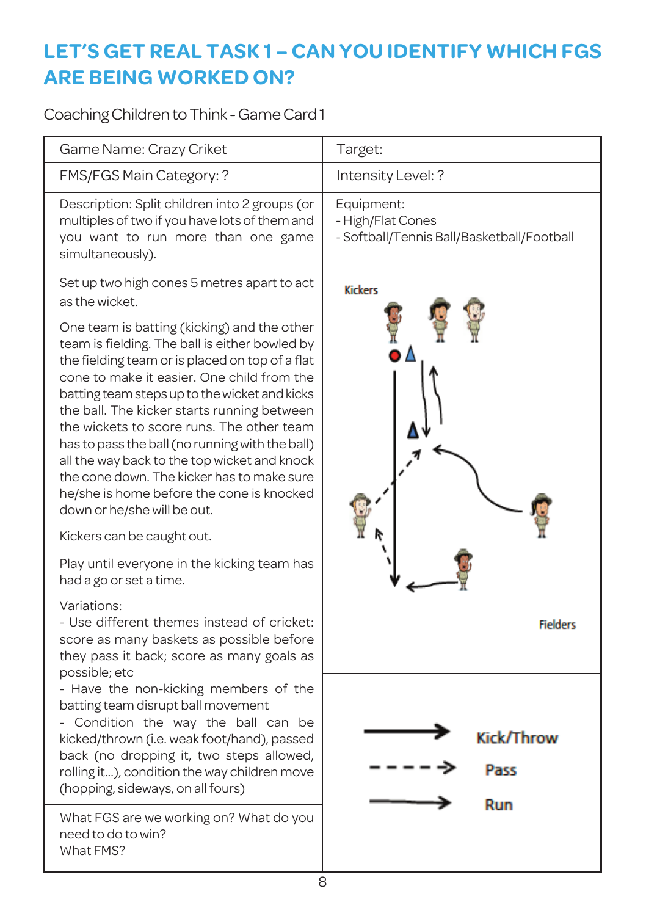# LET'S GET REAL TASK 1 – CAN YOU IDENTIFY WHICH FGS ARE BEING WORKED ON?

Coaching Children to Think - Game Card 1

| Game Name: Crazy Criket | Target: |
|---|---|
| FMS/FGS Main Category: ? | Intensity Level: ? |
| Description: Split children into 2 groups (or multiples of two if you have lots of them and you want to run more than one game simultaneously).<br><br>Set up two high cones 5 metres apart to act as the wicket.<br><br>One team is batting (kicking) and the other team is fielding. The ball is either bowled by the fielding team or is placed on top of a flat cone to make it easier. One child from the batting team steps up to the wicket and kicks the ball. The kicker starts running between the wickets to score runs. The other team has to pass the ball (no running with the ball) all the way back to the top wicket and knock the cone down. The kicker has to make sure he/she is home before the cone is knocked down or he/she will be out.<br><br>Kickers can be caught out.<br><br>Play until everyone in the kicking team has had a go or set a time. | Equipment:<br>- High/Flat Cones<br>- Softball/Tennis Ball/Basketball/Football<br><br>Kickers<br><br>Fielders |
| Variations:<br>- Use different themes instead of cricket: score as many baskets as possible before they pass it back; score as many goals as possible; etc<br>- Have the non-kicking members of the batting team disrupt ball movement<br>- Condition the way the ball can be kicked/thrown (i.e. weak foot/hand), passed back (no dropping it, two steps allowed, rolling it...), condition the way children move (hopping, sideways, on all fours) | Kick/Throw<br>Pass<br>Run |
| What FGS are we working on? What do you need to do to win?<br>What FMS? | |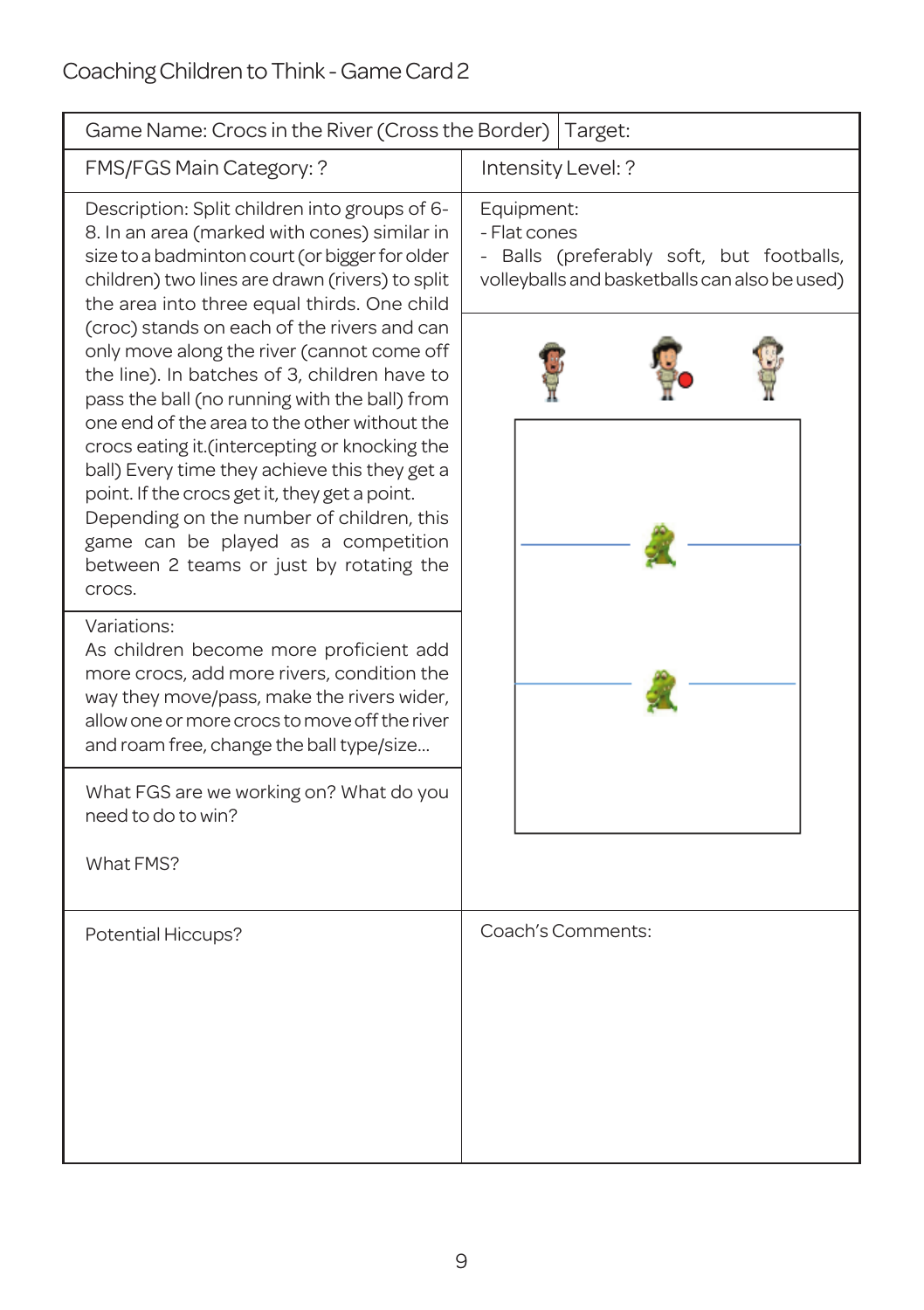# Coaching Children to Think - Game Card 2

| Game Name: Crocs in the River (Cross the Border) | Target: |
|---|---|
| FMS/FGS Main Category: ? | Intensity Level: ? |
| Description: Split children into groups of 6-8. In an area (marked with cones) similar in size to a badminton court (or bigger for older children) two lines are drawn (rivers) to split the area into three equal thirds. One child (croc) stands on each of the rivers and can only move along the river (cannot come off the line). In batches of 3, children have to pass the ball (no running with the ball) from one end of the area to the other without the crocs eating it.(intercepting or knocking the ball) Every time they achieve this they get a point. If the crocs get it, they get a point. Depending on the number of children, this game can be played as a competition between 2 teams or just by rotating the crocs. | Equipment:<br>- Flat cones<br>- Balls (preferably soft, but footballs, volleyballs and basketballs can also be used) |
| Variations:<br>As children become more proficient add more crocs, add more rivers, condition the way they move/pass, make the rivers wider, allow one or more crocs to move off the river and roam free, change the ball type/size... | |
| What FGS are we working on? What do you need to do to win?<br><br>What FMS? | |
| Potential Hiccups? | Coach's Comments: |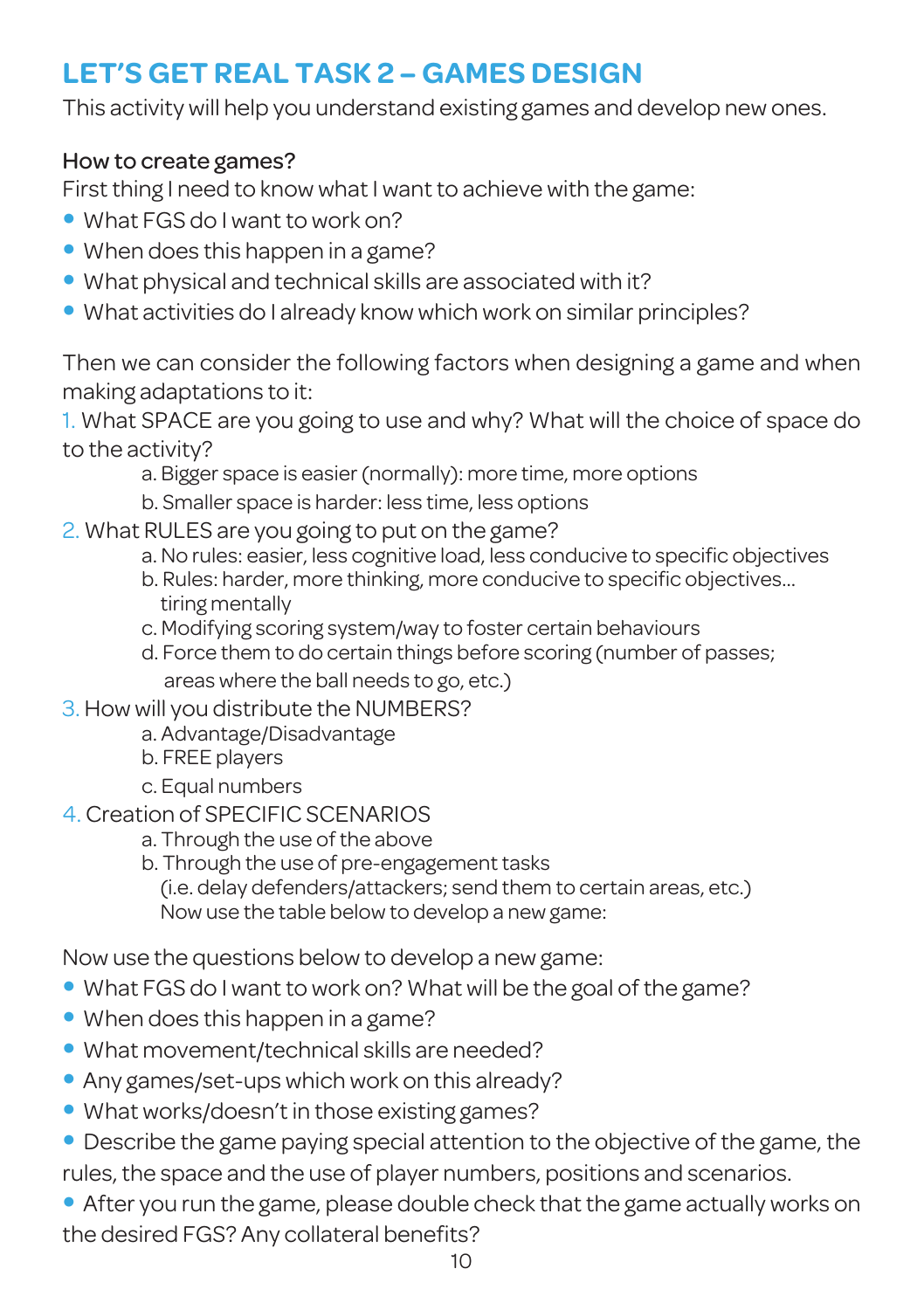## LET'S GET REAL TASK 2 – GAMES DESIGN

This activity will help you understand existing games and develop new ones.

### How to create games?

First thing I need to know what I want to achieve with the game:

- What FGS do I want to work on?
- When does this happen in a game?
- What physical and technical skills are associated with it?
- What activities do I already know which work on similar principles?

Then we can consider the following factors when designing a game and when making adaptations to it:

1. What SPACE are you going to use and why? What will the choice of space do to the activity?
   a. Bigger space is easier (normally): more time, more options
   b. Smaller space is harder: less time, less options
2. What RULES are you going to put on the game?
   a. No rules: easier, less cognitive load, less conducive to specific objectives
   b. Rules: harder, more thinking, more conducive to specific objectives... tiring mentally
   c. Modifying scoring system/way to foster certain behaviours
   d. Force them to do certain things before scoring (number of passes; areas where the ball needs to go, etc.)
3. How will you distribute the NUMBERS?
   a. Advantage/Disadvantage
   b. FREE players
   c. Equal numbers
4. Creation of SPECIFIC SCENARIOS
   a. Through the use of the above
   b. Through the use of pre-engagement tasks (i.e. delay defenders/attackers; send them to certain areas, etc.)
   Now use the table below to develop a new game:

Now use the questions below to develop a new game:

- What FGS do I want to work on? What will be the goal of the game?
- When does this happen in a game?
- What movement/technical skills are needed?
- Any games/set-ups which work on this already?
- What works/doesn't in those existing games?
- Describe the game paying special attention to the objective of the game, the rules, the space and the use of player numbers, positions and scenarios.
- After you run the game, please double check that the game actually works on the desired FGS? Any collateral benefits?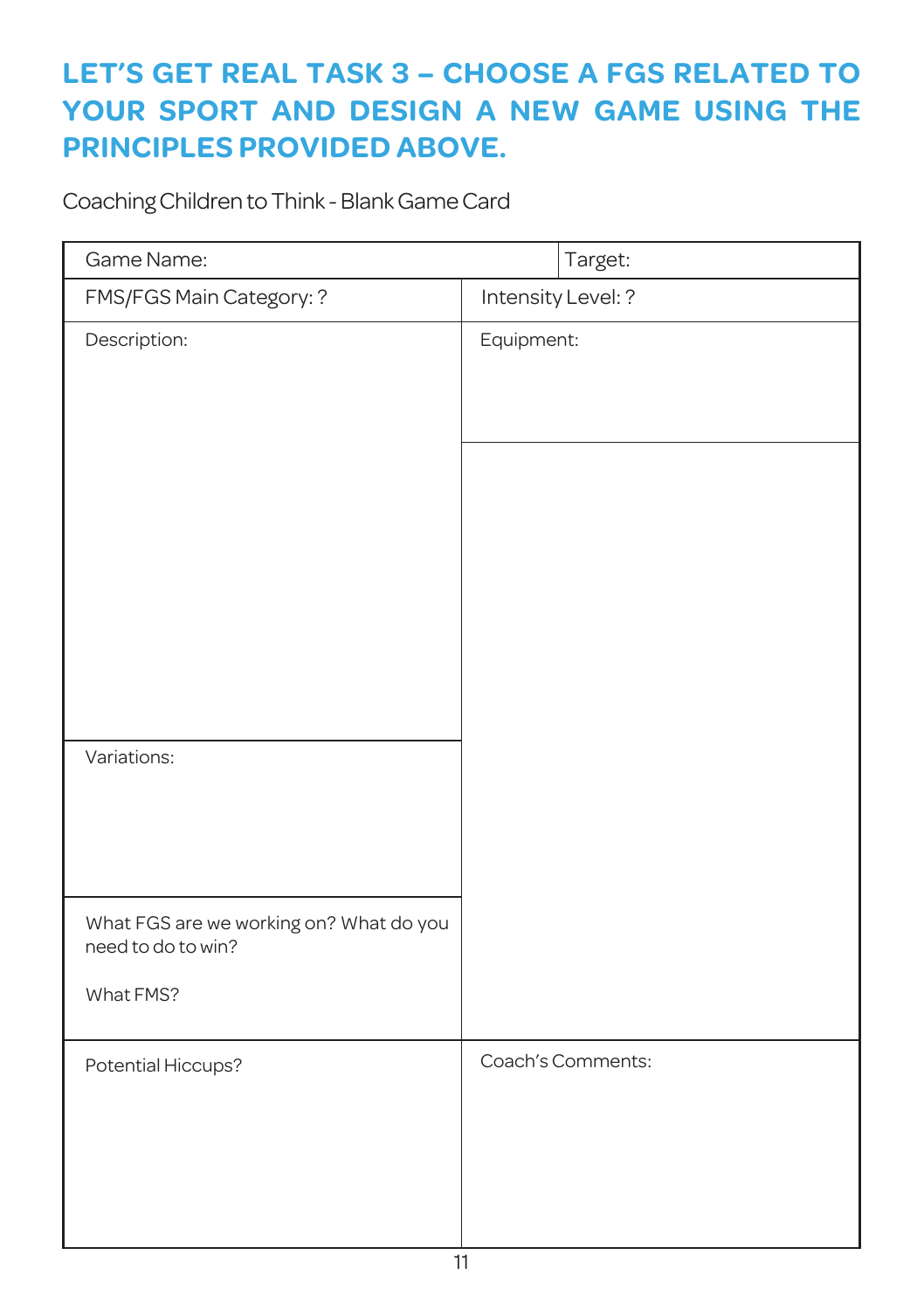## LET'S GET REAL TASK 3 – CHOOSE A FGS RELATED TO YOUR SPORT AND DESIGN A NEW GAME USING THE PRINCIPLES PROVIDED ABOVE.

Coaching Children to Think - Blank Game Card

| Game Name: | Target: |
|---|---|
| FMS/FGS Main Category: ? | Intensity Level: ? |
| Description: | Equipment: |
| Variations: | |
| What FGS are we working on? What do you need to do to win?<br><br>What FMS? | |
| Potential Hiccups? | Coach's Comments: |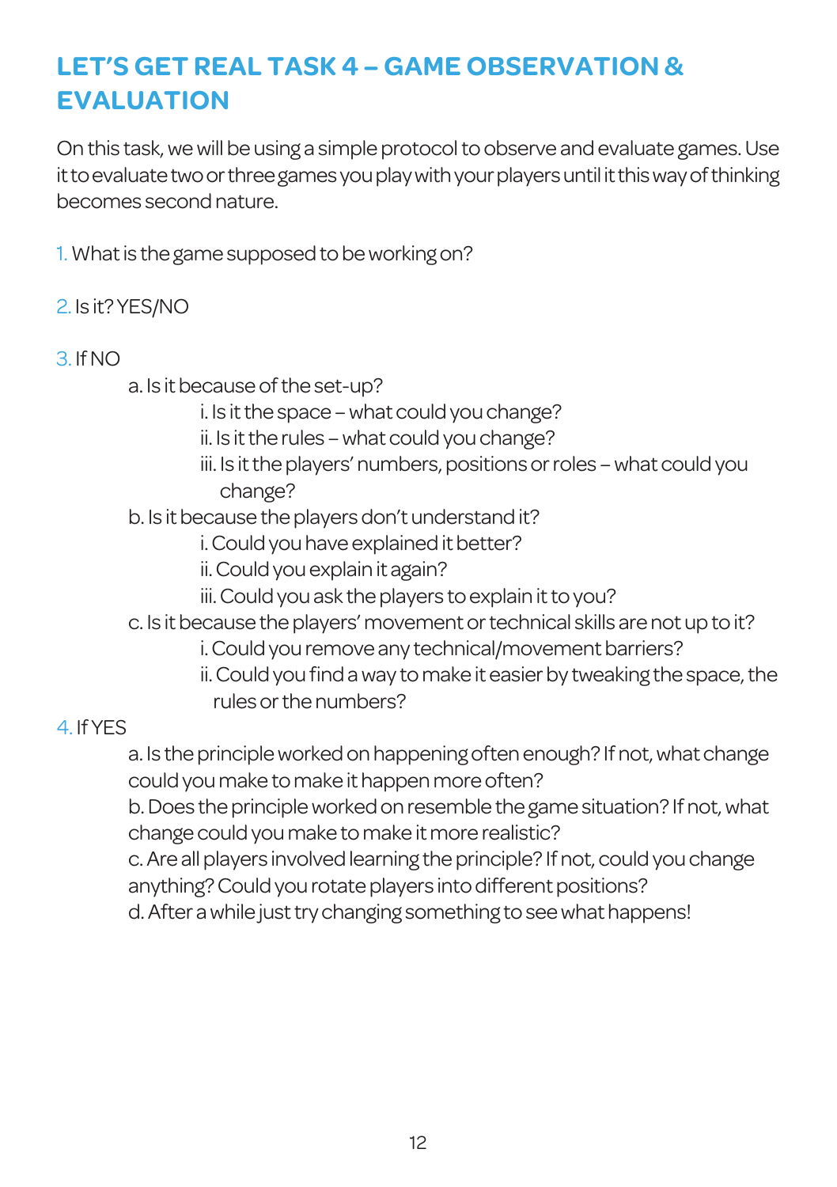# LET'S GET REAL TASK 4 – GAME OBSERVATION & EVALUATION

On this task, we will be using a simple protocol to observe and evaluate games. Use it to evaluate two or three games you play with your players until it this way of thinking becomes second nature.

1. What is the game supposed to be working on?

2. Is it? YES/NO

3. If NO
   - a. Is it because of the set-up?
     - i. Is it the space – what could you change?
     - ii. Is it the rules – what could you change?
     - iii. Is it the players' numbers, positions or roles – what could you change?
   - b. Is it because the players don't understand it?
     - i. Could you have explained it better?
     - ii. Could you explain it again?
     - iii. Could you ask the players to explain it to you?
   - c. Is it because the players' movement or technical skills are not up to it?
     - i. Could you remove any technical/movement barriers?
     - ii. Could you find a way to make it easier by tweaking the space, the rules or the numbers?

4. If YES
   - a. Is the principle worked on happening often enough? If not, what change could you make to make it happen more often?
   - b. Does the principle worked on resemble the game situation? If not, what change could you make to make it more realistic?
   - c. Are all players involved learning the principle? If not, could you change anything? Could you rotate players into different positions?
   - d. After a while just try changing something to see what happens!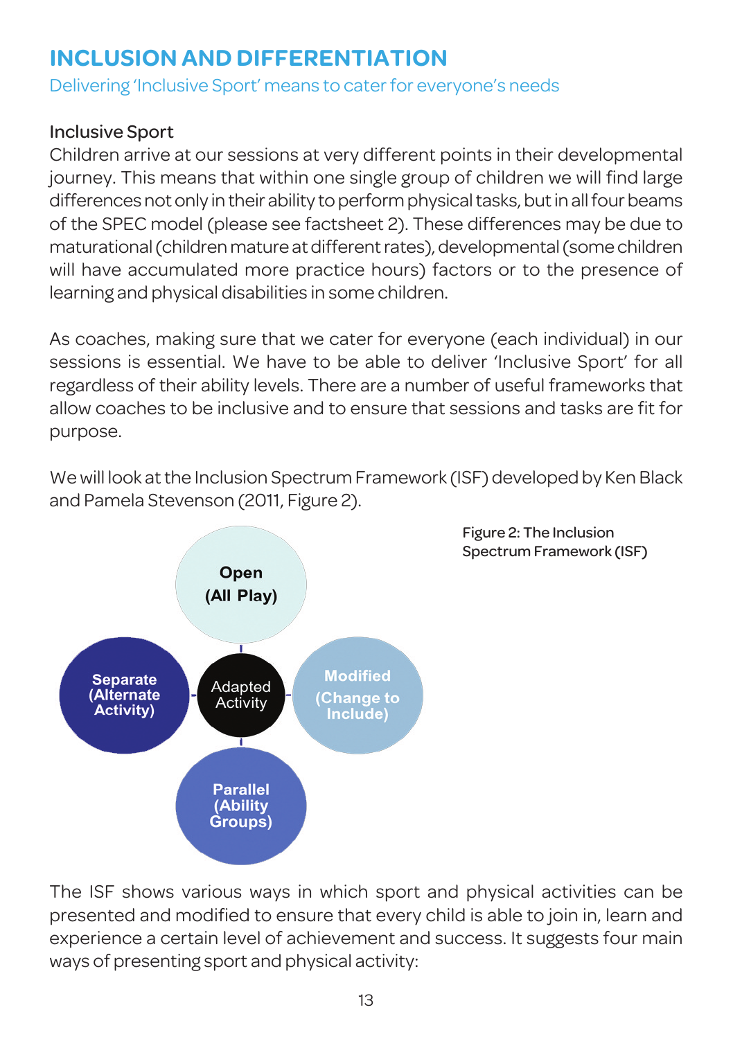# INCLUSION AND DIFFERENTIATION

Delivering 'Inclusive Sport' means to cater for everyone's needs

## Inclusive Sport

Children arrive at our sessions at very different points in their developmental journey. This means that within one single group of children we will find large differences not only in their ability to perform physical tasks, but in all four beams of the SPEC model (please see factsheet 2). These differences may be due to maturational (children mature at different rates), developmental (some children will have accumulated more practice hours) factors or to the presence of learning and physical disabilities in some children.

As coaches, making sure that we cater for everyone (each individual) in our sessions is essential. We have to be able to deliver 'Inclusive Sport' for all regardless of their ability levels. There are a number of useful frameworks that allow coaches to be inclusive and to ensure that sessions and tasks are fit for purpose.

We will look at the Inclusion Spectrum Framework (ISF) developed by Ken Black and Pamela Stevenson (2011, Figure 2).

Open (All Play)

Separate (Alternate Activity)

Adapted Activity

Modified (Change to Include)

Parallel (Ability Groups)

Figure 2: The Inclusion Spectrum Framework (ISF)

The ISF shows various ways in which sport and physical activities can be presented and modified to ensure that every child is able to join in, learn and experience a certain level of achievement and success. It suggests four main ways of presenting sport and physical activity: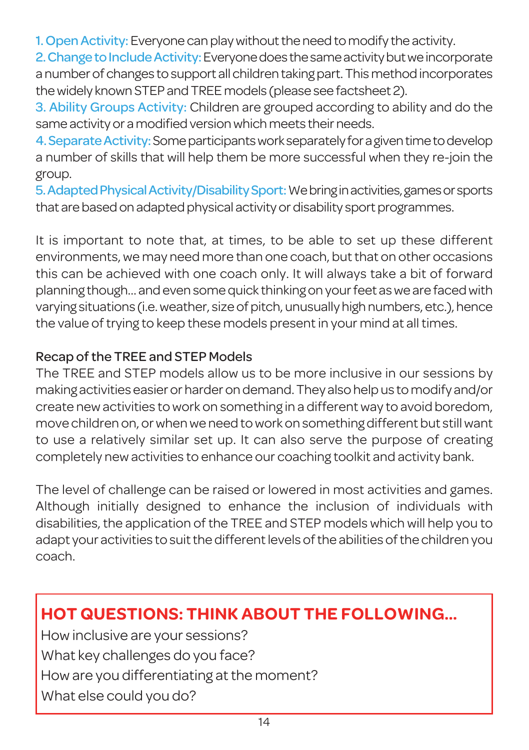1. **Open Activity:** Everyone can play without the need to modify the activity.
2. **Change to Include Activity:** Everyone does the same activity but we incorporate a number of changes to support all children taking part. This method incorporates the widely known STEP and TREE models (please see factsheet 2).
3. **Ability Groups Activity:** Children are grouped according to ability and do the same activity or a modified version which meets their needs.
4. **Separate Activity:** Some participants work separately for a given time to develop a number of skills that will help them be more successful when they re-join the group.
5. **Adapted Physical Activity/Disability Sport:** We bring in activities, games or sports that are based on adapted physical activity or disability sport programmes.

It is important to note that, at times, to be able to set up these different environments, we may need more than one coach, but that on other occasions this can be achieved with one coach only. It will always take a bit of forward planning though... and even some quick thinking on your feet as we are faced with varying situations (i.e. weather, size of pitch, unusually high numbers, etc.), hence the value of trying to keep these models present in your mind at all times.

### Recap of the TREE and STEP Models

The TREE and STEP models allow us to be more inclusive in our sessions by making activities easier or harder on demand. They also help us to modify and/or create new activities to work on something in a different way to avoid boredom, move children on, or when we need to work on something different but still want to use a relatively similar set up. It can also serve the purpose of creating completely new activities to enhance our coaching toolkit and activity bank.

The level of challenge can be raised or lowered in most activities and games. Although initially designed to enhance the inclusion of individuals with disabilities, the application of the TREE and STEP models which will help you to adapt your activities to suit the different levels of the abilities of the children you coach.

## HOT QUESTIONS: THINK ABOUT THE FOLLOWING...

How inclusive are your sessions?
What key challenges do you face?
How are you differentiating at the moment?
What else could you do?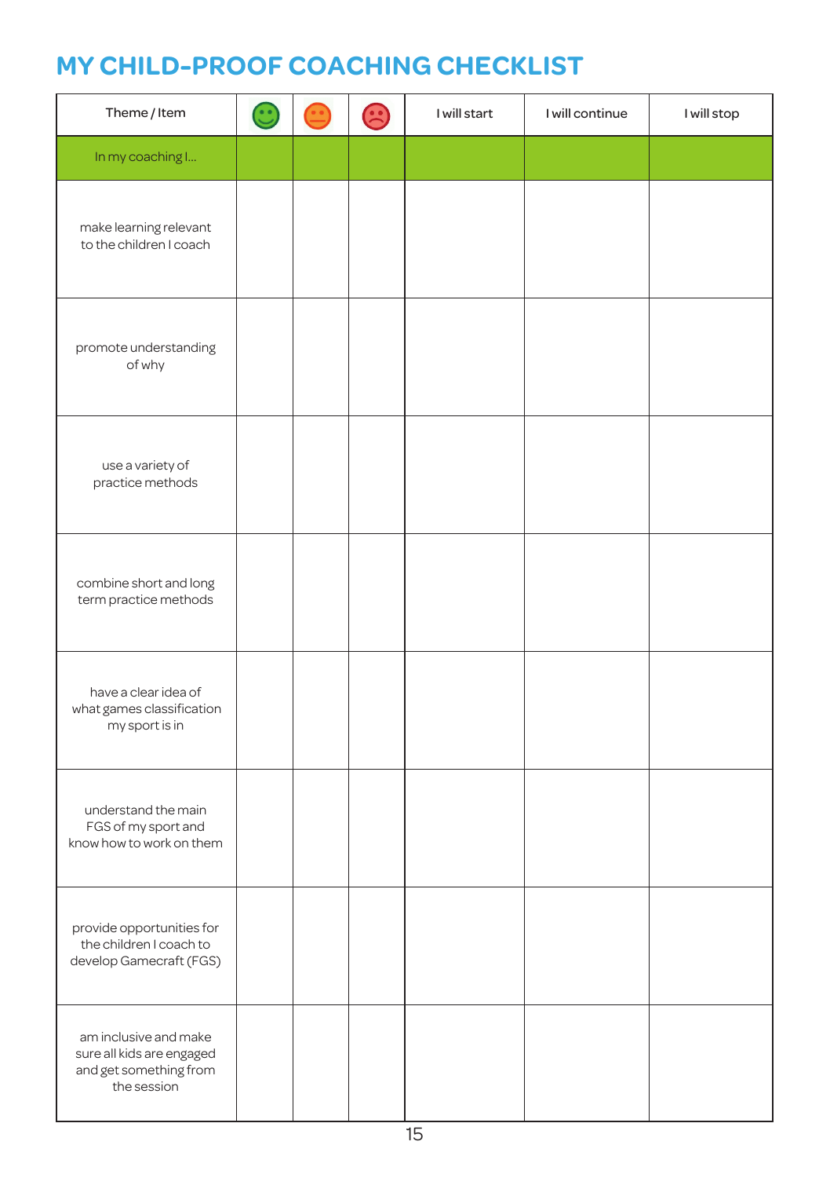# MY CHILD-PROOF COACHING CHECKLIST

| Theme / Item | 🙂 | 😐 | 🙁 | I will start | I will continue | I will stop |
|---|---|---|---|---|---|---|
| In my coaching I... | | | | | | |
| make learning relevant to the children I coach | | | | | | |
| promote understanding of why | | | | | | |
| use a variety of practice methods | | | | | | |
| combine short and long term practice methods | | | | | | |
| have a clear idea of what games classification my sport is in | | | | | | |
| understand the main FGS of my sport and know how to work on them | | | | | | |
| provide opportunities for the children I coach to develop Gamecraft (FGS) | | | | | | |
| am inclusive and make sure all kids are engaged and get something from the session | | | | | | |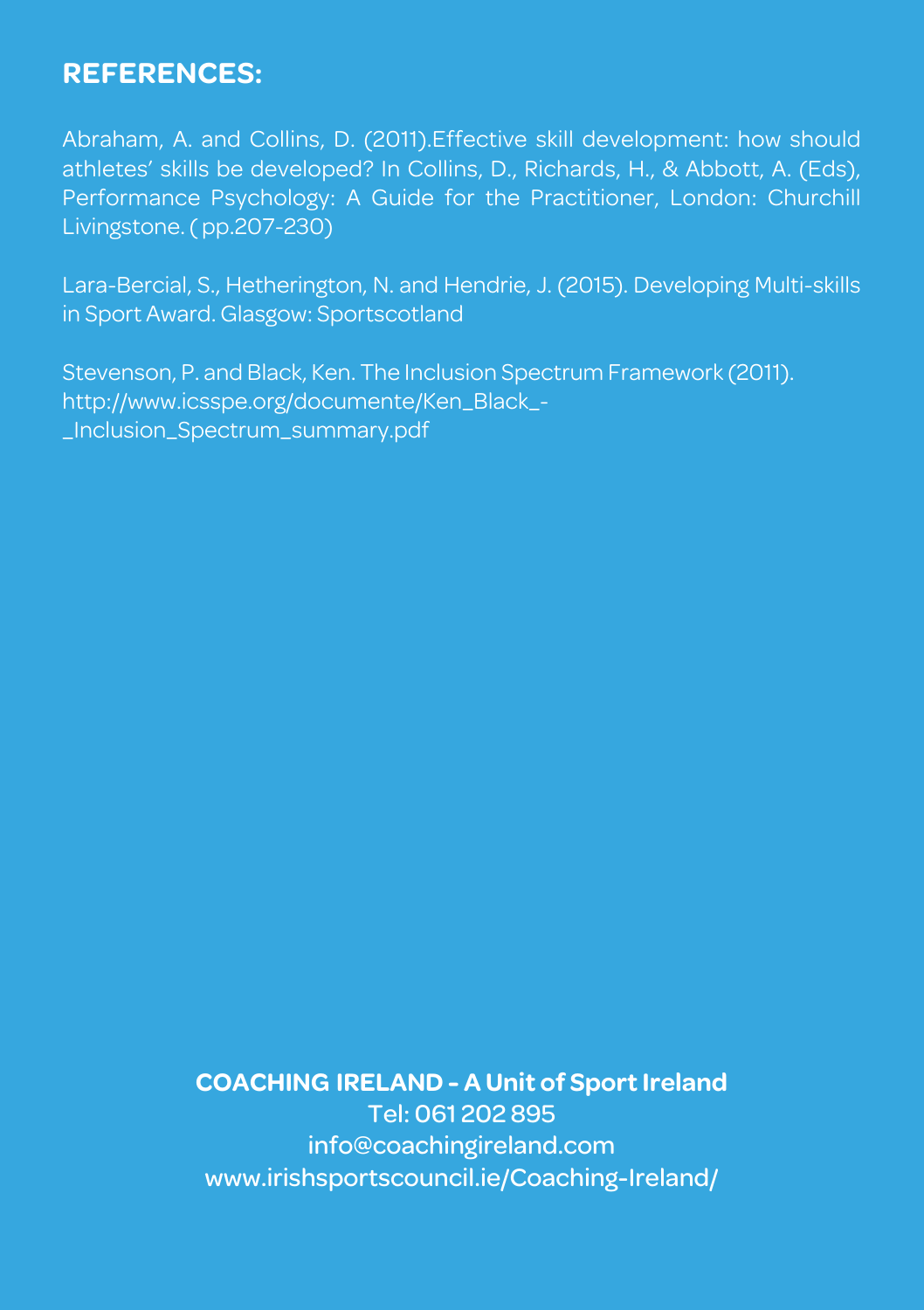## REFERENCES:

Abraham, A. and Collins, D. (2011).Effective skill development: how should athletes' skills be developed? In Collins, D., Richards, H., & Abbott, A. (Eds), Performance Psychology: A Guide for the Practitioner, London: Churchill Livingstone. ( pp.207-230)

Lara-Bercial, S., Hetherington, N. and Hendrie, J. (2015). Developing Multi-skills in Sport Award. Glasgow: Sportscotland

Stevenson, P. and Black, Ken. The Inclusion Spectrum Framework (2011). http://www.icsspe.org/documente/Ken_Black_-_Inclusion_Spectrum_summary.pdf

**COACHING IRELAND - A Unit of Sport Ireland**
Tel: 061 202 895
info@coachingireland.com
www.irishsportscouncil.ie/Coaching-Ireland/